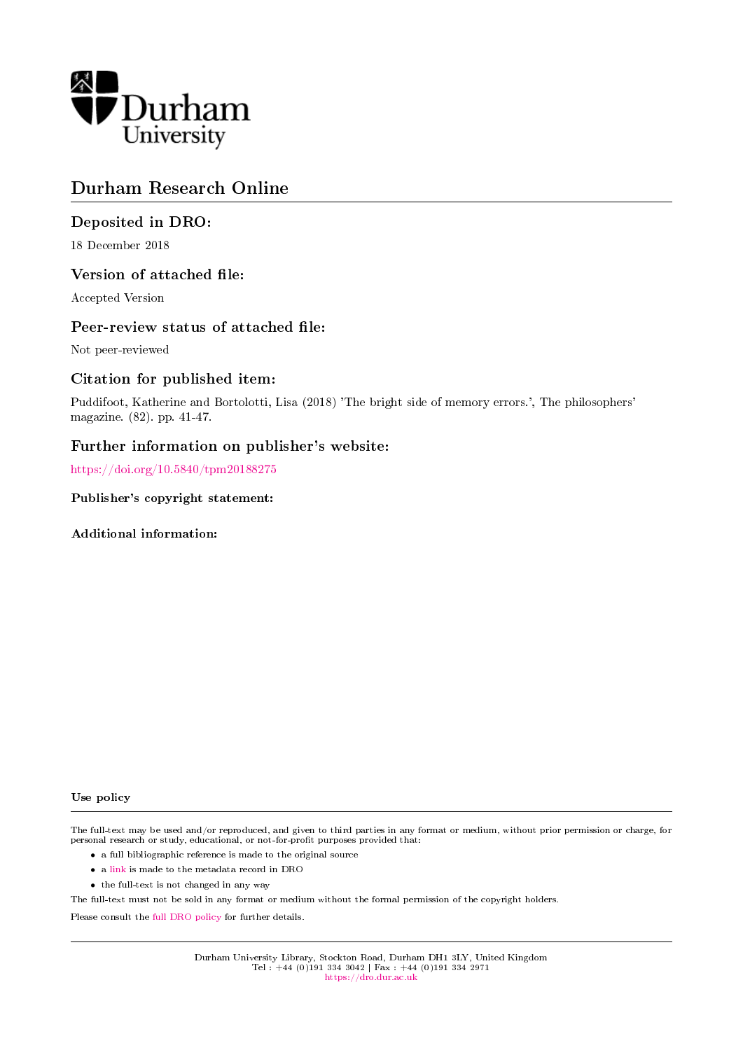Durham University

# Durham Research Online

## Deposited in DRO:

18 December 2018

## Version of attached file:

Accepted Version

## Peer-review status of attached file:

Not peer-reviewed

## Citation for published item:

Puddifoot, Katherine and Bortolotti, Lisa (2018) 'The bright side of memory errors.', The philosophers' magazine. (82). pp. 41-47.

## Further information on publisher's website:

https://doi.org/10.5840/tpm20188275

**Publisher's copyright statement:**

**Additional information:**

**Use policy**

The full-text may be used and/or reproduced, and given to third parties in any format or medium, without prior permission or charge, for personal research or study, educational, or not-for-profit purposes provided that:

- a full bibliographic reference is made to the original source
- a link is made to the metadata record in DRO
- the full-text is not changed in any way

The full-text must not be sold in any format or medium without the formal permission of the copyright holders.

Please consult the full DRO policy for further details.

Durham University Library, Stockton Road, Durham DH1 3LY, United Kingdom
Tel : +44 (0)191 334 3042 | Fax : +44 (0)191 334 2971
https://dro.dur.ac.uk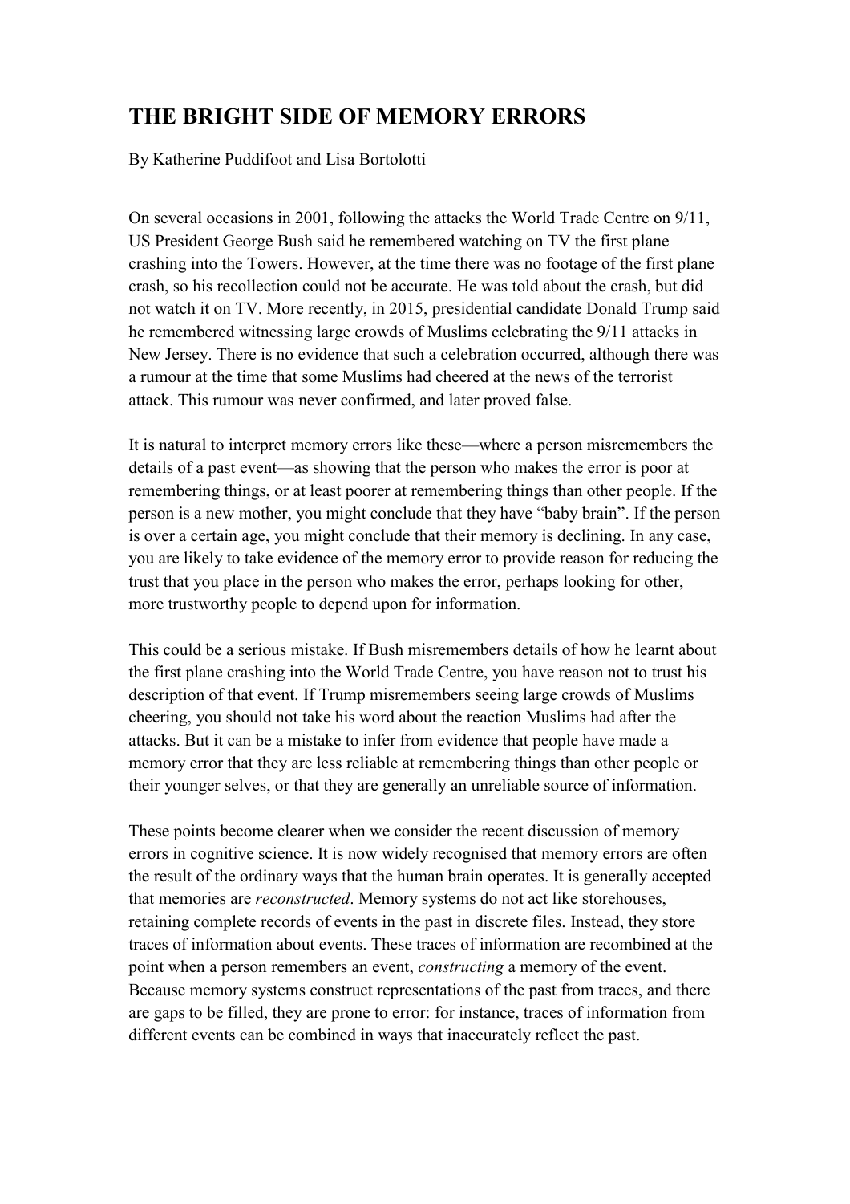# THE BRIGHT SIDE OF MEMORY ERRORS

By Katherine Puddifoot and Lisa Bortolotti

On several occasions in 2001, following the attacks the World Trade Centre on 9/11, US President George Bush said he remembered watching on TV the first plane crashing into the Towers. However, at the time there was no footage of the first plane crash, so his recollection could not be accurate. He was told about the crash, but did not watch it on TV. More recently, in 2015, presidential candidate Donald Trump said he remembered witnessing large crowds of Muslims celebrating the 9/11 attacks in New Jersey. There is no evidence that such a celebration occurred, although there was a rumour at the time that some Muslims had cheered at the news of the terrorist attack. This rumour was never confirmed, and later proved false.

It is natural to interpret memory errors like these—where a person misremembers the details of a past event—as showing that the person who makes the error is poor at remembering things, or at least poorer at remembering things than other people. If the person is a new mother, you might conclude that they have "baby brain". If the person is over a certain age, you might conclude that their memory is declining. In any case, you are likely to take evidence of the memory error to provide reason for reducing the trust that you place in the person who makes the error, perhaps looking for other, more trustworthy people to depend upon for information.

This could be a serious mistake. If Bush misremembers details of how he learnt about the first plane crashing into the World Trade Centre, you have reason not to trust his description of that event. If Trump misremembers seeing large crowds of Muslims cheering, you should not take his word about the reaction Muslims had after the attacks. But it can be a mistake to infer from evidence that people have made a memory error that they are less reliable at remembering things than other people or their younger selves, or that they are generally an unreliable source of information.

These points become clearer when we consider the recent discussion of memory errors in cognitive science. It is now widely recognised that memory errors are often the result of the ordinary ways that the human brain operates. It is generally accepted that memories are *reconstructed*. Memory systems do not act like storehouses, retaining complete records of events in the past in discrete files. Instead, they store traces of information about events. These traces of information are recombined at the point when a person remembers an event, *constructing* a memory of the event. Because memory systems construct representations of the past from traces, and there are gaps to be filled, they are prone to error: for instance, traces of information from different events can be combined in ways that inaccurately reflect the past.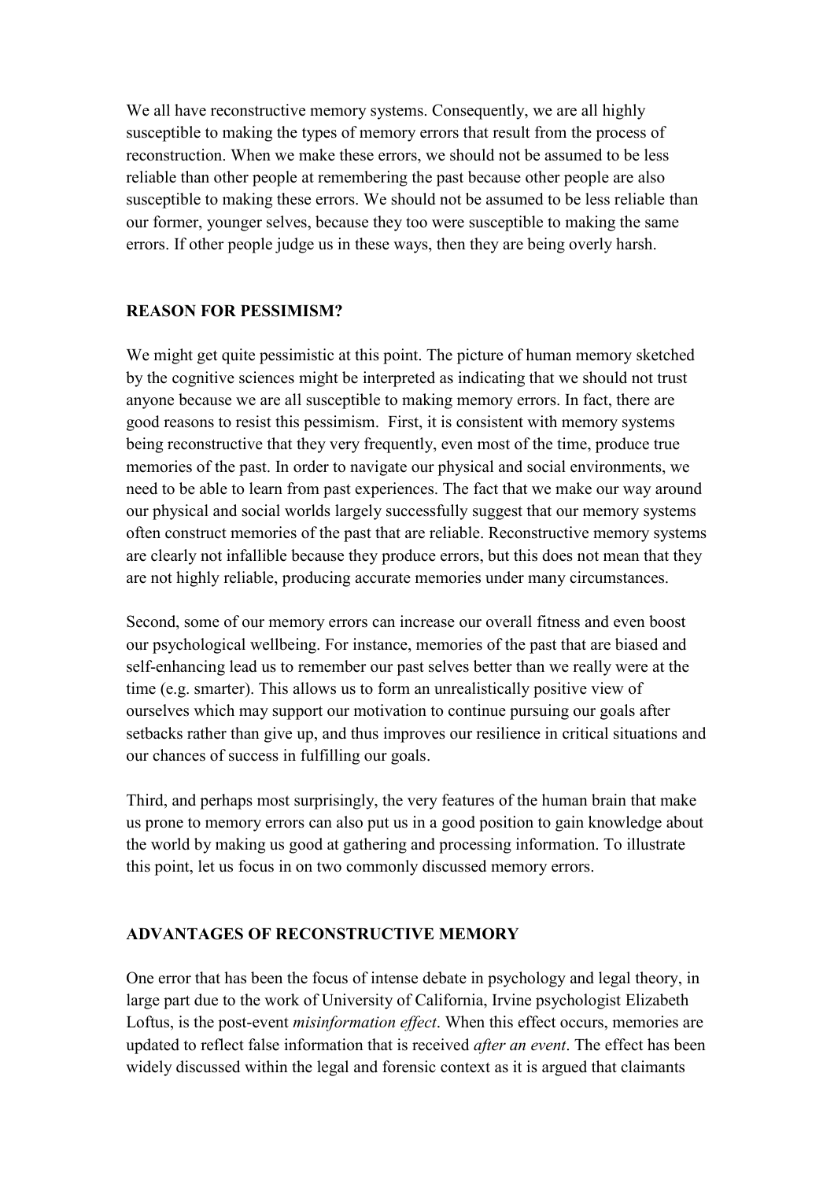We all have reconstructive memory systems. Consequently, we are all highly susceptible to making the types of memory errors that result from the process of reconstruction. When we make these errors, we should not be assumed to be less reliable than other people at remembering the past because other people are also susceptible to making these errors. We should not be assumed to be less reliable than our former, younger selves, because they too were susceptible to making the same errors. If other people judge us in these ways, then they are being overly harsh.

## REASON FOR PESSIMISM?

We might get quite pessimistic at this point. The picture of human memory sketched by the cognitive sciences might be interpreted as indicating that we should not trust anyone because we are all susceptible to making memory errors. In fact, there are good reasons to resist this pessimism. First, it is consistent with memory systems being reconstructive that they very frequently, even most of the time, produce true memories of the past. In order to navigate our physical and social environments, we need to be able to learn from past experiences. The fact that we make our way around our physical and social worlds largely successfully suggest that our memory systems often construct memories of the past that are reliable. Reconstructive memory systems are clearly not infallible because they produce errors, but this does not mean that they are not highly reliable, producing accurate memories under many circumstances.

Second, some of our memory errors can increase our overall fitness and even boost our psychological wellbeing. For instance, memories of the past that are biased and self-enhancing lead us to remember our past selves better than we really were at the time (e.g. smarter). This allows us to form an unrealistically positive view of ourselves which may support our motivation to continue pursuing our goals after setbacks rather than give up, and thus improves our resilience in critical situations and our chances of success in fulfilling our goals.

Third, and perhaps most surprisingly, the very features of the human brain that make us prone to memory errors can also put us in a good position to gain knowledge about the world by making us good at gathering and processing information. To illustrate this point, let us focus in on two commonly discussed memory errors.

## ADVANTAGES OF RECONSTRUCTIVE MEMORY

One error that has been the focus of intense debate in psychology and legal theory, in large part due to the work of University of California, Irvine psychologist Elizabeth Loftus, is the post-event *misinformation effect*. When this effect occurs, memories are updated to reflect false information that is received *after an event*. The effect has been widely discussed within the legal and forensic context as it is argued that claimants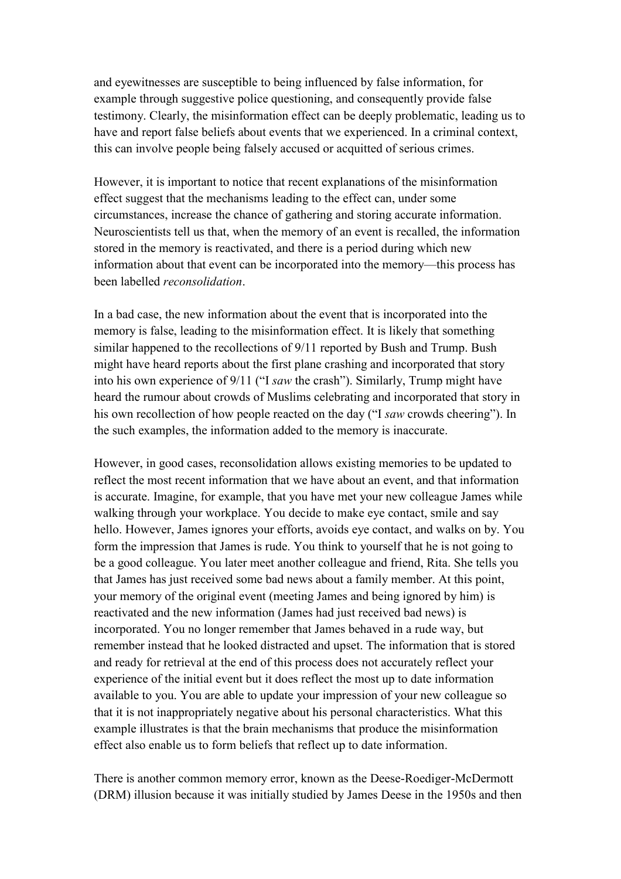and eyewitnesses are susceptible to being influenced by false information, for example through suggestive police questioning, and consequently provide false testimony. Clearly, the misinformation effect can be deeply problematic, leading us to have and report false beliefs about events that we experienced. In a criminal context, this can involve people being falsely accused or acquitted of serious crimes.

However, it is important to notice that recent explanations of the misinformation effect suggest that the mechanisms leading to the effect can, under some circumstances, increase the chance of gathering and storing accurate information. Neuroscientists tell us that, when the memory of an event is recalled, the information stored in the memory is reactivated, and there is a period during which new information about that event can be incorporated into the memory—this process has been labelled *reconsolidation*.

In a bad case, the new information about the event that is incorporated into the memory is false, leading to the misinformation effect. It is likely that something similar happened to the recollections of 9/11 reported by Bush and Trump. Bush might have heard reports about the first plane crashing and incorporated that story into his own experience of 9/11 ("I *saw* the crash"). Similarly, Trump might have heard the rumour about crowds of Muslims celebrating and incorporated that story in his own recollection of how people reacted on the day ("I *saw* crowds cheering"). In the such examples, the information added to the memory is inaccurate.

However, in good cases, reconsolidation allows existing memories to be updated to reflect the most recent information that we have about an event, and that information is accurate. Imagine, for example, that you have met your new colleague James while walking through your workplace. You decide to make eye contact, smile and say hello. However, James ignores your efforts, avoids eye contact, and walks on by. You form the impression that James is rude. You think to yourself that he is not going to be a good colleague. You later meet another colleague and friend, Rita. She tells you that James has just received some bad news about a family member. At this point, your memory of the original event (meeting James and being ignored by him) is reactivated and the new information (James had just received bad news) is incorporated. You no longer remember that James behaved in a rude way, but remember instead that he looked distracted and upset. The information that is stored and ready for retrieval at the end of this process does not accurately reflect your experience of the initial event but it does reflect the most up to date information available to you. You are able to update your impression of your new colleague so that it is not inappropriately negative about his personal characteristics. What this example illustrates is that the brain mechanisms that produce the misinformation effect also enable us to form beliefs that reflect up to date information.

There is another common memory error, known as the Deese-Roediger-McDermott (DRM) illusion because it was initially studied by James Deese in the 1950s and then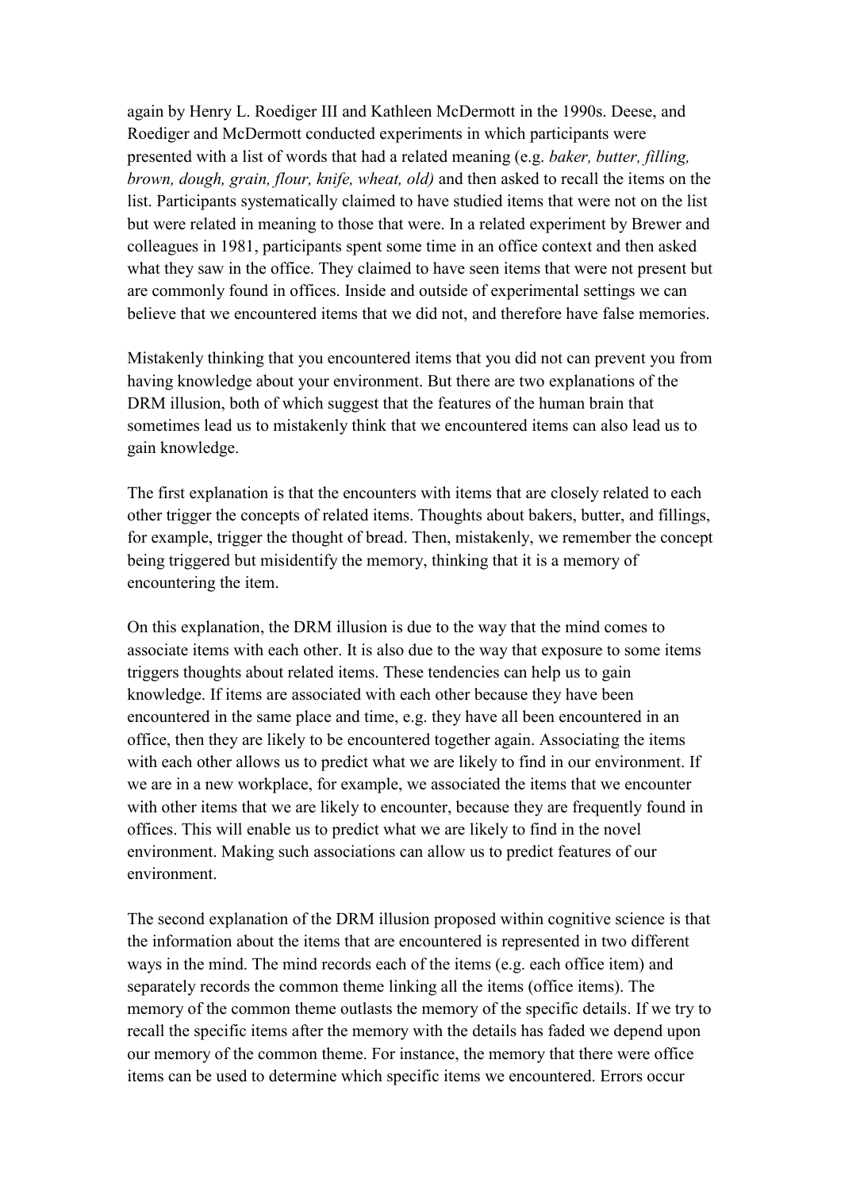again by Henry L. Roediger III and Kathleen McDermott in the 1990s. Deese, and Roediger and McDermott conducted experiments in which participants were presented with a list of words that had a related meaning (e.g. *baker, butter, filling, brown, dough, grain, flour, knife, wheat, old)* and then asked to recall the items on the list. Participants systematically claimed to have studied items that were not on the list but were related in meaning to those that were. In a related experiment by Brewer and colleagues in 1981, participants spent some time in an office context and then asked what they saw in the office. They claimed to have seen items that were not present but are commonly found in offices. Inside and outside of experimental settings we can believe that we encountered items that we did not, and therefore have false memories.

Mistakenly thinking that you encountered items that you did not can prevent you from having knowledge about your environment. But there are two explanations of the DRM illusion, both of which suggest that the features of the human brain that sometimes lead us to mistakenly think that we encountered items can also lead us to gain knowledge.

The first explanation is that the encounters with items that are closely related to each other trigger the concepts of related items. Thoughts about bakers, butter, and fillings, for example, trigger the thought of bread. Then, mistakenly, we remember the concept being triggered but misidentify the memory, thinking that it is a memory of encountering the item.

On this explanation, the DRM illusion is due to the way that the mind comes to associate items with each other. It is also due to the way that exposure to some items triggers thoughts about related items. These tendencies can help us to gain knowledge. If items are associated with each other because they have been encountered in the same place and time, e.g. they have all been encountered in an office, then they are likely to be encountered together again. Associating the items with each other allows us to predict what we are likely to find in our environment. If we are in a new workplace, for example, we associated the items that we encounter with other items that we are likely to encounter, because they are frequently found in offices. This will enable us to predict what we are likely to find in the novel environment. Making such associations can allow us to predict features of our environment.

The second explanation of the DRM illusion proposed within cognitive science is that the information about the items that are encountered is represented in two different ways in the mind. The mind records each of the items (e.g. each office item) and separately records the common theme linking all the items (office items). The memory of the common theme outlasts the memory of the specific details. If we try to recall the specific items after the memory with the details has faded we depend upon our memory of the common theme. For instance, the memory that there were office items can be used to determine which specific items we encountered. Errors occur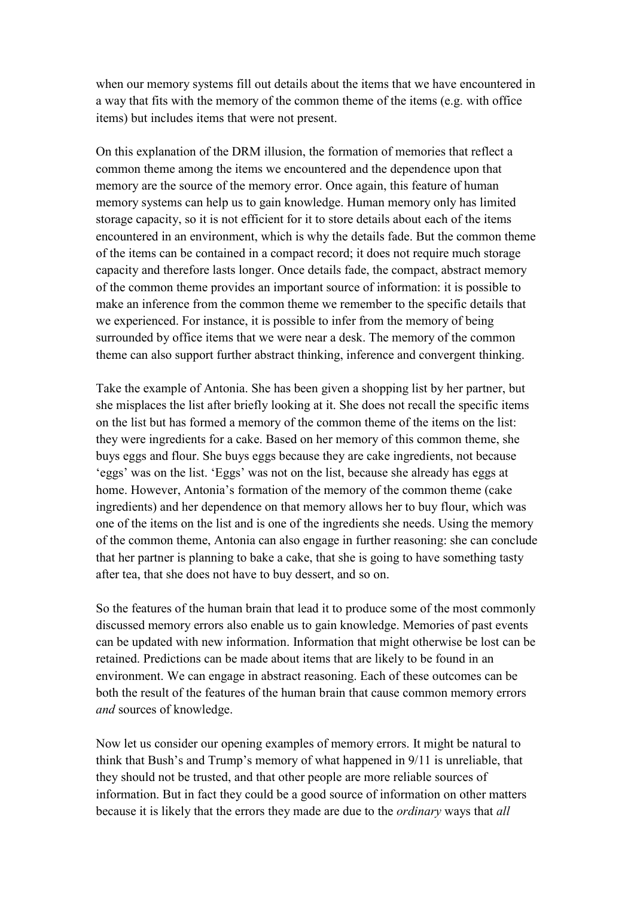when our memory systems fill out details about the items that we have encountered in a way that fits with the memory of the common theme of the items (e.g. with office items) but includes items that were not present.

On this explanation of the DRM illusion, the formation of memories that reflect a common theme among the items we encountered and the dependence upon that memory are the source of the memory error. Once again, this feature of human memory systems can help us to gain knowledge. Human memory only has limited storage capacity, so it is not efficient for it to store details about each of the items encountered in an environment, which is why the details fade. But the common theme of the items can be contained in a compact record; it does not require much storage capacity and therefore lasts longer. Once details fade, the compact, abstract memory of the common theme provides an important source of information: it is possible to make an inference from the common theme we remember to the specific details that we experienced. For instance, it is possible to infer from the memory of being surrounded by office items that we were near a desk. The memory of the common theme can also support further abstract thinking, inference and convergent thinking.

Take the example of Antonia. She has been given a shopping list by her partner, but she misplaces the list after briefly looking at it. She does not recall the specific items on the list but has formed a memory of the common theme of the items on the list: they were ingredients for a cake. Based on her memory of this common theme, she buys eggs and flour. She buys eggs because they are cake ingredients, not because 'eggs' was on the list. 'Eggs' was not on the list, because she already has eggs at home. However, Antonia's formation of the memory of the common theme (cake ingredients) and her dependence on that memory allows her to buy flour, which was one of the items on the list and is one of the ingredients she needs. Using the memory of the common theme, Antonia can also engage in further reasoning: she can conclude that her partner is planning to bake a cake, that she is going to have something tasty after tea, that she does not have to buy dessert, and so on.

So the features of the human brain that lead it to produce some of the most commonly discussed memory errors also enable us to gain knowledge. Memories of past events can be updated with new information. Information that might otherwise be lost can be retained. Predictions can be made about items that are likely to be found in an environment. We can engage in abstract reasoning. Each of these outcomes can be both the result of the features of the human brain that cause common memory errors *and* sources of knowledge.

Now let us consider our opening examples of memory errors. It might be natural to think that Bush's and Trump's memory of what happened in 9/11 is unreliable, that they should not be trusted, and that other people are more reliable sources of information. But in fact they could be a good source of information on other matters because it is likely that the errors they made are due to the *ordinary* ways that *all*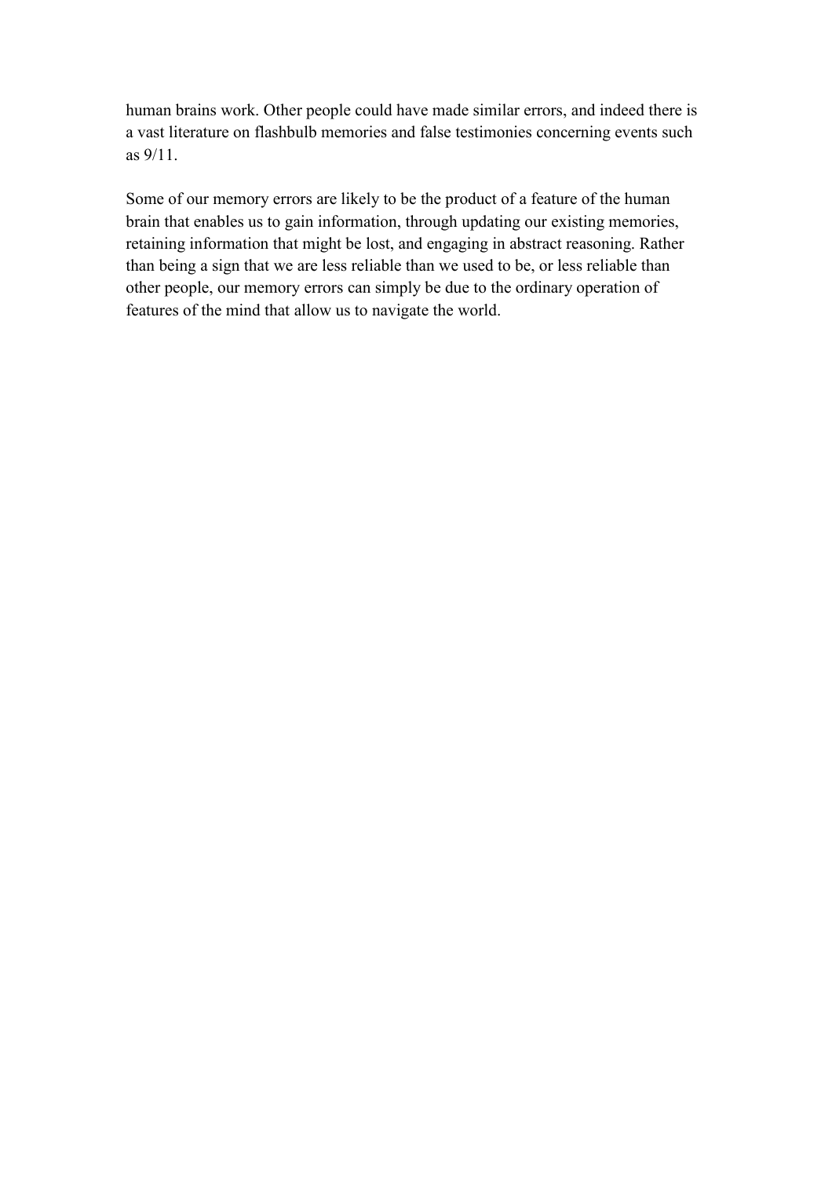human brains work. Other people could have made similar errors, and indeed there is a vast literature on flashbulb memories and false testimonies concerning events such as 9/11.

Some of our memory errors are likely to be the product of a feature of the human brain that enables us to gain information, through updating our existing memories, retaining information that might be lost, and engaging in abstract reasoning. Rather than being a sign that we are less reliable than we used to be, or less reliable than other people, our memory errors can simply be due to the ordinary operation of features of the mind that allow us to navigate the world.